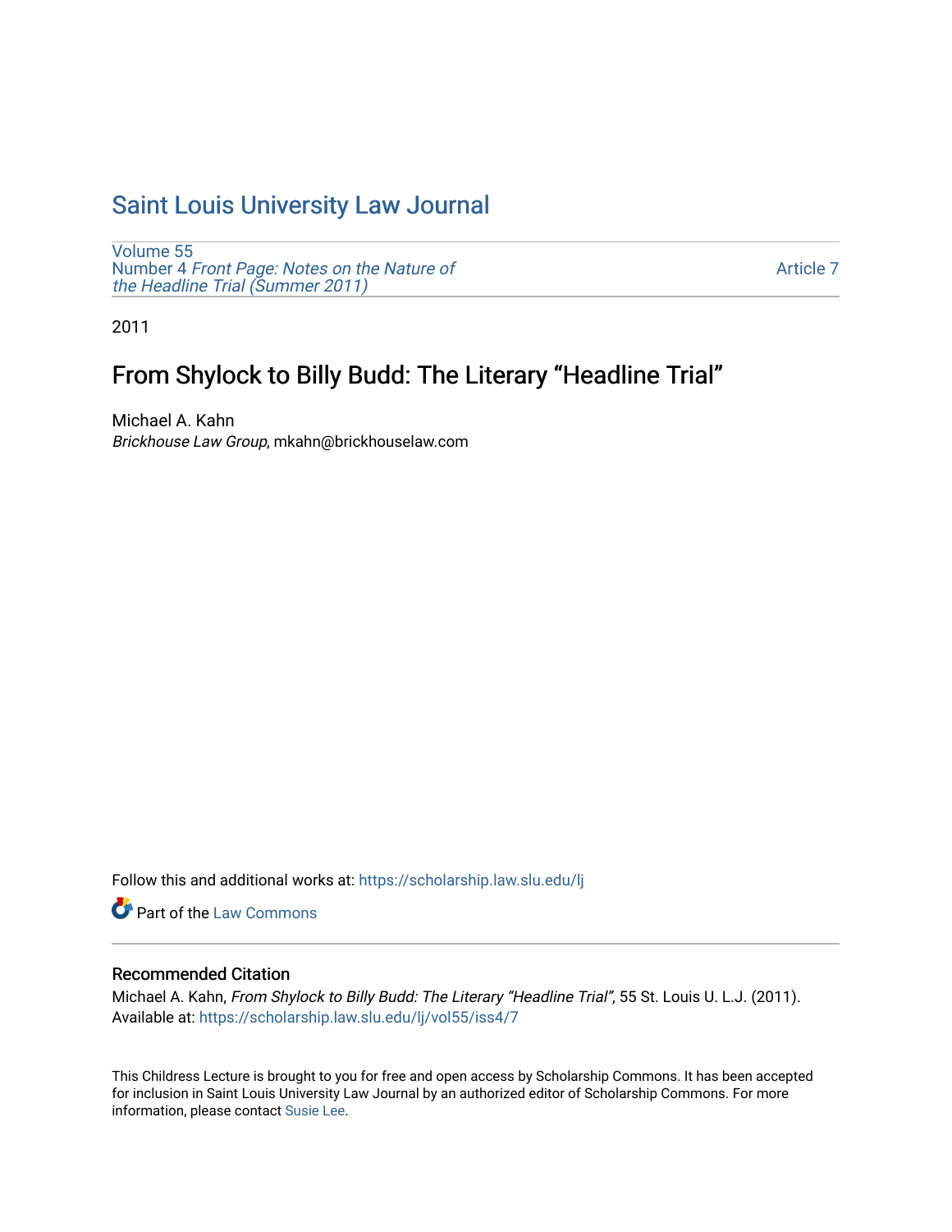# Saint Louis University Law Journal

Volume 55
Number 4 *Front Page: Notes on the Nature of the Headline Trial (Summer 2011)*

Article 7

2011

## From Shylock to Billy Budd: The Literary "Headline Trial"

Michael A. Kahn
*Brickhouse Law Group*, mkahn@brickhouselaw.com

Follow this and additional works at: https://scholarship.law.slu.edu/lj

Part of the Law Commons

### Recommended Citation

Michael A. Kahn, *From Shylock to Billy Budd: The Literary "Headline Trial"*, 55 St. Louis U. L.J. (2011).
Available at: https://scholarship.law.slu.edu/lj/vol55/iss4/7

This Childress Lecture is brought to you for free and open access by Scholarship Commons. It has been accepted for inclusion in Saint Louis University Law Journal by an authorized editor of Scholarship Commons. For more information, please contact Susie Lee.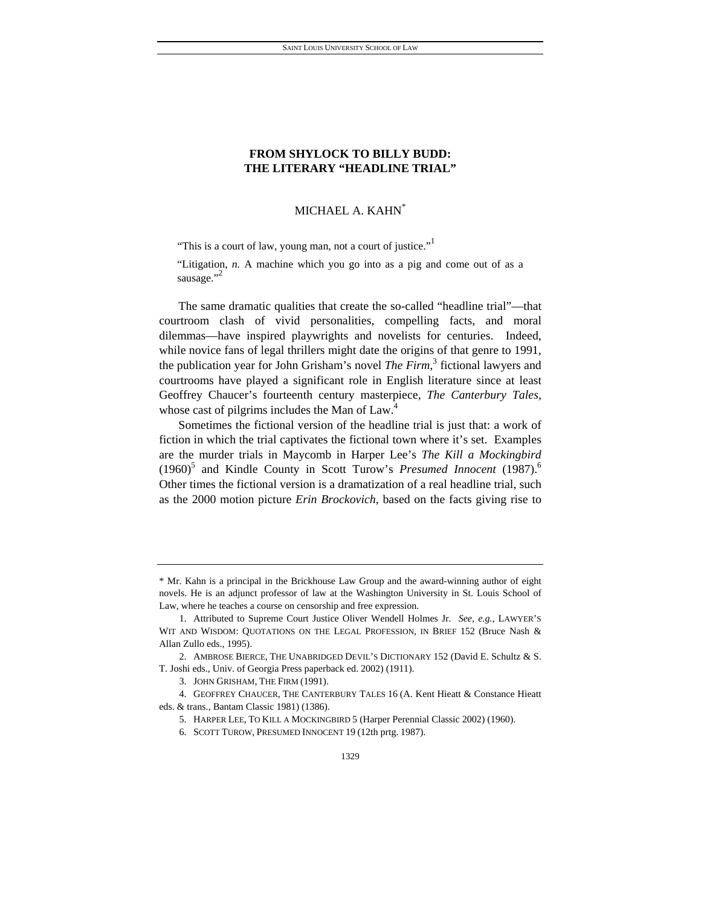# FROM SHYLOCK TO BILLY BUDD: THE LITERARY "HEADLINE TRIAL"

MICHAEL A. KAHN*

> "This is a court of law, young man, not a court of justice."[1]
>
> "Litigation, *n.* A machine which you go into as a pig and come out of as a sausage."[2]

The same dramatic qualities that create the so-called "headline trial"—that courtroom clash of vivid personalities, compelling facts, and moral dilemmas—have inspired playwrights and novelists for centuries. Indeed, while novice fans of legal thrillers might date the origins of that genre to 1991, the publication year for John Grisham's novel *The Firm*,[3] fictional lawyers and courtrooms have played a significant role in English literature since at least Geoffrey Chaucer's fourteenth century masterpiece, *The Canterbury Tales*, whose cast of pilgrims includes the Man of Law.[4]

Sometimes the fictional version of the headline trial is just that: a work of fiction in which the trial captivates the fictional town where it's set. Examples are the murder trials in Maycomb in Harper Lee's *The Kill a Mockingbird* (1960)[5] and Kindle County in Scott Turow's *Presumed Innocent* (1987).[6] Other times the fictional version is a dramatization of a real headline trial, such as the 2000 motion picture *Erin Brockovich*, based on the facts giving rise to

---

\* Mr. Kahn is a principal in the Brickhouse Law Group and the award-winning author of eight novels. He is an adjunct professor of law at the Washington University in St. Louis School of Law, where he teaches a course on censorship and free expression.

1. Attributed to Supreme Court Justice Oliver Wendell Holmes Jr. *See, e.g.*, LAWYER'S WIT AND WISDOM: QUOTATIONS ON THE LEGAL PROFESSION, IN BRIEF 152 (Bruce Nash & Allan Zullo eds., 1995).

2. AMBROSE BIERCE, THE UNABRIDGED DEVIL'S DICTIONARY 152 (David E. Schultz & S. T. Joshi eds., Univ. of Georgia Press paperback ed. 2002) (1911).

3. JOHN GRISHAM, THE FIRM (1991).

4. GEOFFREY CHAUCER, THE CANTERBURY TALES 16 (A. Kent Hieatt & Constance Hieatt eds. & trans., Bantam Classic 1981) (1386).

5. HARPER LEE, TO KILL A MOCKINGBIRD 5 (Harper Perennial Classic 2002) (1960).

6. SCOTT TUROW, PRESUMED INNOCENT 19 (12th prtg. 1987).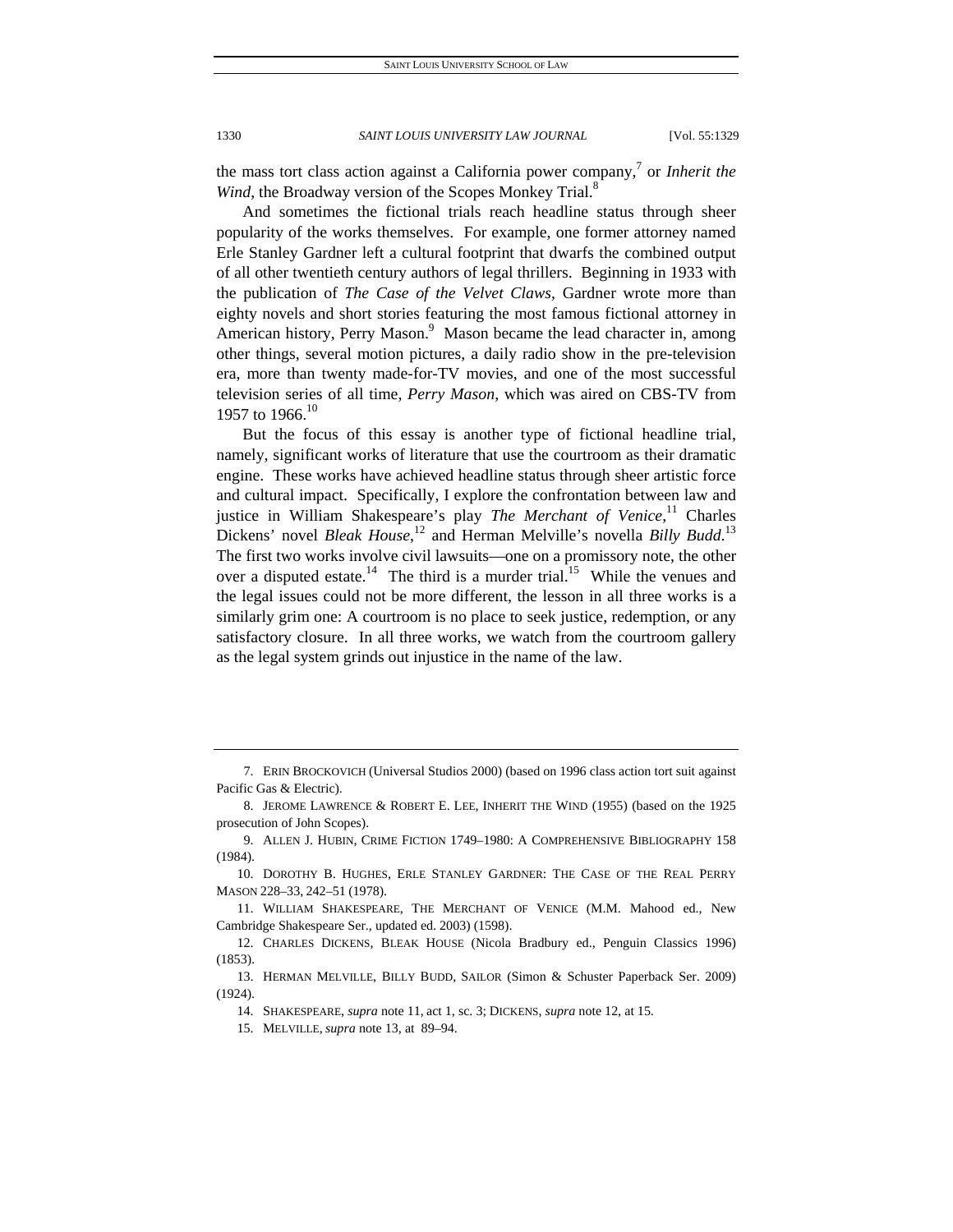the mass tort class action against a California power company,[7] or *Inherit the Wind*, the Broadway version of the Scopes Monkey Trial.[8]

And sometimes the fictional trials reach headline status through sheer popularity of the works themselves. For example, one former attorney named Erle Stanley Gardner left a cultural footprint that dwarfs the combined output of all other twentieth century authors of legal thrillers. Beginning in 1933 with the publication of *The Case of the Velvet Claws*, Gardner wrote more than eighty novels and short stories featuring the most famous fictional attorney in American history, Perry Mason.[9] Mason became the lead character in, among other things, several motion pictures, a daily radio show in the pre-television era, more than twenty made-for-TV movies, and one of the most successful television series of all time, *Perry Mason*, which was aired on CBS-TV from 1957 to 1966.[10]

But the focus of this essay is another type of fictional headline trial, namely, significant works of literature that use the courtroom as their dramatic engine. These works have achieved headline status through sheer artistic force and cultural impact. Specifically, I explore the confrontation between law and justice in William Shakespeare's play *The Merchant of Venice*,[11] Charles Dickens' novel *Bleak House*,[12] and Herman Melville's novella *Billy Budd*.[13] The first two works involve civil lawsuits—one on a promissory note, the other over a disputed estate.[14] The third is a murder trial.[15] While the venues and the legal issues could not be more different, the lesson in all three works is a similarly grim one: A courtroom is no place to seek justice, redemption, or any satisfactory closure. In all three works, we watch from the courtroom gallery as the legal system grinds out injustice in the name of the law.

---

7. ERIN BROCKOVICH (Universal Studios 2000) (based on 1996 class action tort suit against Pacific Gas & Electric).

8. JEROME LAWRENCE & ROBERT E. LEE, INHERIT THE WIND (1955) (based on the 1925 prosecution of John Scopes).

9. ALLEN J. HUBIN, CRIME FICTION 1749–1980: A COMPREHENSIVE BIBLIOGRAPHY 158 (1984).

10. DOROTHY B. HUGHES, ERLE STANLEY GARDNER: THE CASE OF THE REAL PERRY MASON 228–33, 242–51 (1978).

11. WILLIAM SHAKESPEARE, THE MERCHANT OF VENICE (M.M. Mahood ed., New Cambridge Shakespeare Ser., updated ed. 2003) (1598).

12. CHARLES DICKENS, BLEAK HOUSE (Nicola Bradbury ed., Penguin Classics 1996) (1853).

13. HERMAN MELVILLE, BILLY BUDD, SAILOR (Simon & Schuster Paperback Ser. 2009) (1924).

14. SHAKESPEARE, *supra* note 11, act 1, sc. 3; DICKENS, *supra* note 12, at 15.

15. MELVILLE, *supra* note 13, at 89–94.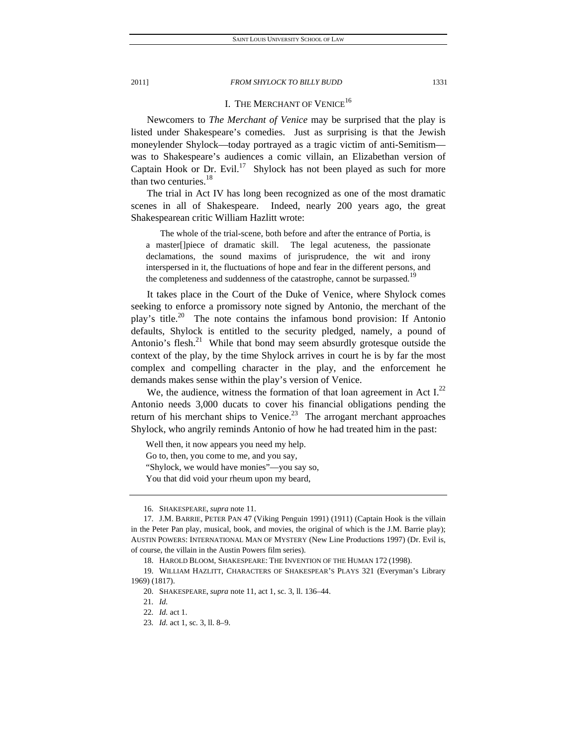## I. THE MERCHANT OF VENICE[16]

Newcomers to *The Merchant of Venice* may be surprised that the play is listed under Shakespeare's comedies. Just as surprising is that the Jewish moneylender Shylock—today portrayed as a tragic victim of anti-Semitism—was to Shakespeare's audiences a comic villain, an Elizabethan version of Captain Hook or Dr. Evil.[17] Shylock has not been played as such for more than two centuries.[18]

The trial in Act IV has long been recognized as one of the most dramatic scenes in all of Shakespeare. Indeed, nearly 200 years ago, the great Shakespearean critic William Hazlitt wrote:

> The whole of the trial-scene, both before and after the entrance of Portia, is a master[]piece of dramatic skill. The legal acuteness, the passionate declamations, the sound maxims of jurisprudence, the wit and irony interspersed in it, the fluctuations of hope and fear in the different persons, and the completeness and suddenness of the catastrophe, cannot be surpassed.[19]

It takes place in the Court of the Duke of Venice, where Shylock comes seeking to enforce a promissory note signed by Antonio, the merchant of the play's title.[20] The note contains the infamous bond provision: If Antonio defaults, Shylock is entitled to the security pledged, namely, a pound of Antonio's flesh.[21] While that bond may seem absurdly grotesque outside the context of the play, by the time Shylock arrives in court he is by far the most complex and compelling character in the play, and the enforcement he demands makes sense within the play's version of Venice.

We, the audience, witness the formation of that loan agreement in Act I.[22] Antonio needs 3,000 ducats to cover his financial obligations pending the return of his merchant ships to Venice.[23] The arrogant merchant approaches Shylock, who angrily reminds Antonio of how he had treated him in the past:

> Well then, it now appears you need my help.
> Go to, then, you come to me, and you say,
> "Shylock, we would have monies"—you say so,
> You that did void your rheum upon my beard,

---

16. SHAKESPEARE, *supra* note 11.

17. J.M. BARRIE, PETER PAN 47 (Viking Penguin 1991) (1911) (Captain Hook is the villain in the Peter Pan play, musical, book, and movies, the original of which is the J.M. Barrie play); AUSTIN POWERS: INTERNATIONAL MAN OF MYSTERY (New Line Productions 1997) (Dr. Evil is, of course, the villain in the Austin Powers film series).

18. HAROLD BLOOM, SHAKESPEARE: THE INVENTION OF THE HUMAN 172 (1998).

19. WILLIAM HAZLITT, CHARACTERS OF SHAKESPEAR'S PLAYS 321 (Everyman's Library 1969) (1817).

20. SHAKESPEARE, *supra* note 11, act 1, sc. 3, ll. 136–44.

21. *Id.*

22. *Id.* act 1.

23. *Id.* act 1, sc. 3, ll. 8–9.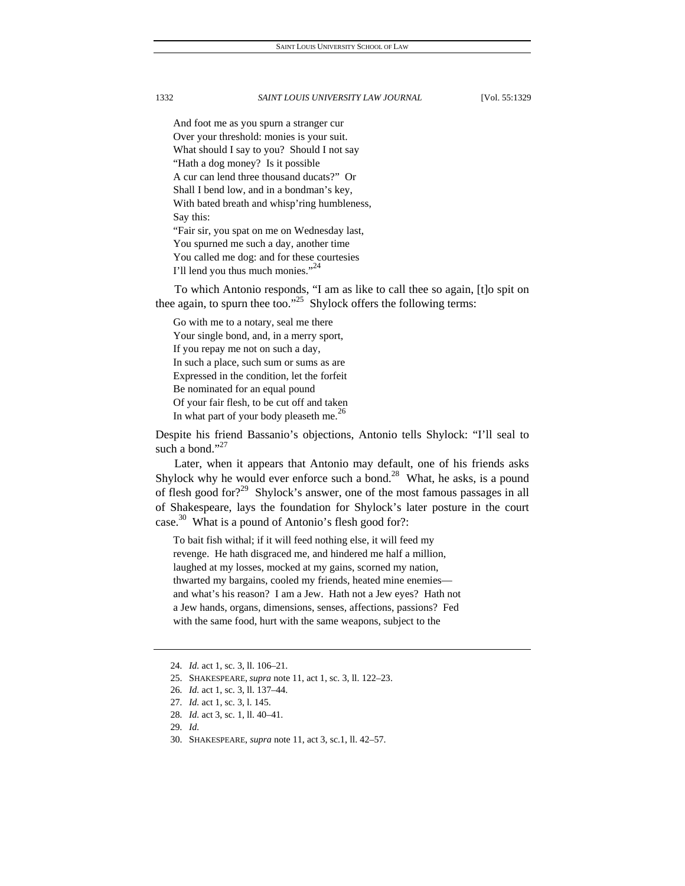> And foot me as you spurn a stranger cur
> Over your threshold: monies is your suit.
> What should I say to you? Should I not say
> "Hath a dog money? Is it possible
> A cur can lend three thousand ducats?" Or
> Shall I bend low, and in a bondman's key,
> With bated breath and whisp'ring humbleness,
> Say this:
> "Fair sir, you spat on me on Wednesday last,
> You spurned me such a day, another time
> You called me dog: and for these courtesies
> I'll lend you thus much monies."[24]

To which Antonio responds, "I am as like to call thee so again, [t]o spit on thee again, to spurn thee too."[25] Shylock offers the following terms:

> Go with me to a notary, seal me there
> Your single bond, and, in a merry sport,
> If you repay me not on such a day,
> In such a place, such sum or sums as are
> Expressed in the condition, let the forfeit
> Be nominated for an equal pound
> Of your fair flesh, to be cut off and taken
> In what part of your body pleaseth me.[26]

Despite his friend Bassanio's objections, Antonio tells Shylock: "I'll seal to such a bond."[27]

Later, when it appears that Antonio may default, one of his friends asks Shylock why he would ever enforce such a bond.[28] What, he asks, is a pound of flesh good for?[29] Shylock's answer, one of the most famous passages in all of Shakespeare, lays the foundation for Shylock's later posture in the court case.[30] What is a pound of Antonio's flesh good for?:

> To bait fish withal; if it will feed nothing else, it will feed my
> revenge. He hath disgraced me, and hindered me half a million,
> laughed at my losses, mocked at my gains, scorned my nation,
> thwarted my bargains, cooled my friends, heated mine enemies—
> and what's his reason? I am a Jew. Hath not a Jew eyes? Hath not
> a Jew hands, organs, dimensions, senses, affections, passions? Fed
> with the same food, hurt with the same weapons, subject to the

---

24. *Id.* act 1, sc. 3, ll. 106–21.
25. SHAKESPEARE, *supra* note 11, act 1, sc. 3, ll. 122–23.
26. *Id.* act 1, sc. 3, ll. 137–44.
27. *Id.* act 1, sc. 3, l. 145.
28. *Id.* act 3, sc. 1, ll. 40–41.
29. *Id.*
30. SHAKESPEARE, *supra* note 11, act 3, sc.1, ll. 42–57.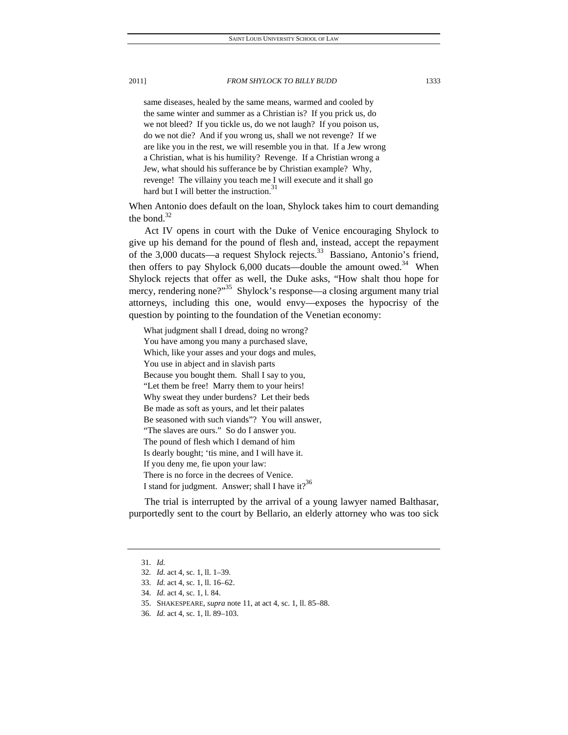> same diseases, healed by the same means, warmed and cooled by the same winter and summer as a Christian is? If you prick us, do we not bleed? If you tickle us, do we not laugh? If you poison us, do we not die? And if you wrong us, shall we not revenge? If we are like you in the rest, we will resemble you in that. If a Jew wrong a Christian, what is his humility? Revenge. If a Christian wrong a Jew, what should his sufferance be by Christian example? Why, revenge! The villainy you teach me I will execute and it shall go hard but I will better the instruction.[31]

When Antonio does default on the loan, Shylock takes him to court demanding the bond.[32]

Act IV opens in court with the Duke of Venice encouraging Shylock to give up his demand for the pound of flesh and, instead, accept the repayment of the 3,000 ducats—a request Shylock rejects.[33] Bassiano, Antonio's friend, then offers to pay Shylock 6,000 ducats—double the amount owed.[34] When Shylock rejects that offer as well, the Duke asks, "How shalt thou hope for mercy, rendering none?"[35] Shylock's response—a closing argument many trial attorneys, including this one, would envy—exposes the hypocrisy of the question by pointing to the foundation of the Venetian economy:

> What judgment shall I dread, doing no wrong?
> You have among you many a purchased slave,
> Which, like your asses and your dogs and mules,
> You use in abject and in slavish parts
> Because you bought them. Shall I say to you,
> "Let them be free! Marry them to your heirs!
> Why sweat they under burdens? Let their beds
> Be made as soft as yours, and let their palates
> Be seasoned with such viands"? You will answer,
> "The slaves are ours." So do I answer you.
> The pound of flesh which I demand of him
> Is dearly bought; 'tis mine, and I will have it.
> If you deny me, fie upon your law:
> There is no force in the decrees of Venice.
> I stand for judgment. Answer; shall I have it?[36]

The trial is interrupted by the arrival of a young lawyer named Balthasar, purportedly sent to the court by Bellario, an elderly attorney who was too sick

---

31. *Id.*
32. *Id.* act 4, sc. 1, ll. 1–39.
33. *Id.* act 4, sc. 1, ll. 16–62.
34. *Id.* act 4, sc. 1, l. 84.
35. SHAKESPEARE, *supra* note 11, at act 4, sc. 1, ll. 85–88.
36. *Id.* act 4, sc. 1, ll. 89–103.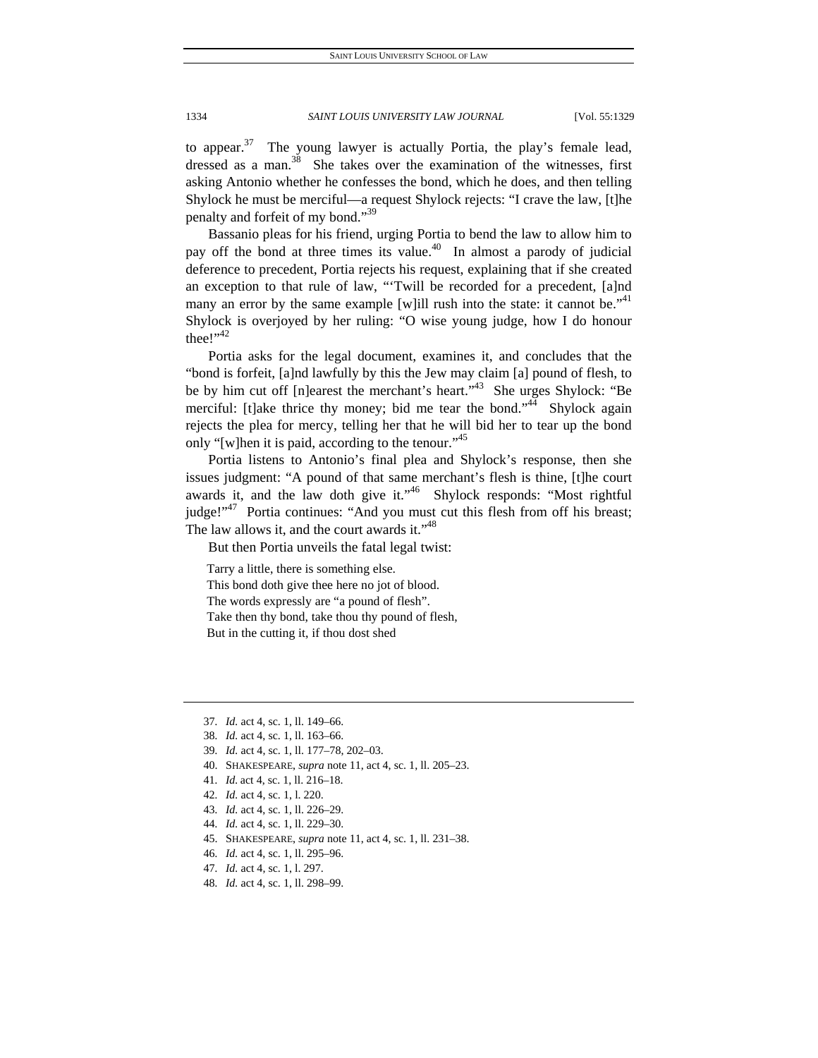to appear.[37] The young lawyer is actually Portia, the play's female lead, dressed as a man.[38] She takes over the examination of the witnesses, first asking Antonio whether he confesses the bond, which he does, and then telling Shylock he must be merciful—a request Shylock rejects: "I crave the law, [t]he penalty and forfeit of my bond."[39]

Bassanio pleas for his friend, urging Portia to bend the law to allow him to pay off the bond at three times its value.[40] In almost a parody of judicial deference to precedent, Portia rejects his request, explaining that if she created an exception to that rule of law, "'Twill be recorded for a precedent, [a]nd many an error by the same example [w]ill rush into the state: it cannot be."[41] Shylock is overjoyed by her ruling: "O wise young judge, how I do honour thee!"[42]

Portia asks for the legal document, examines it, and concludes that the "bond is forfeit, [a]nd lawfully by this the Jew may claim [a] pound of flesh, to be by him cut off [n]earest the merchant's heart."[43] She urges Shylock: "Be merciful: [t]ake thrice thy money; bid me tear the bond."[44] Shylock again rejects the plea for mercy, telling her that he will bid her to tear up the bond only "[w]hen it is paid, according to the tenour."[45]

Portia listens to Antonio's final plea and Shylock's response, then she issues judgment: "A pound of that same merchant's flesh is thine, [t]he court awards it, and the law doth give it."[46] Shylock responds: "Most rightful judge!"[47] Portia continues: "And you must cut this flesh from off his breast; The law allows it, and the court awards it."[48]

But then Portia unveils the fatal legal twist:

> Tarry a little, there is something else.
> This bond doth give thee here no jot of blood.
> The words expressly are "a pound of flesh".
> Take then thy bond, take thou thy pound of flesh,
> But in the cutting it, if thou dost shed

---

37. *Id.* act 4, sc. 1, ll. 149–66.
38. *Id.* act 4, sc. 1, ll. 163–66.
39. *Id.* act 4, sc. 1, ll. 177–78, 202–03.
40. SHAKESPEARE, *supra* note 11, act 4, sc. 1, ll. 205–23.
41. *Id.* act 4, sc. 1, ll. 216–18.
42. *Id.* act 4, sc. 1, l. 220.
43. *Id.* act 4, sc. 1, ll. 226–29.
44. *Id.* act 4, sc. 1, ll. 229–30.
45. SHAKESPEARE, *supra* note 11, act 4, sc. 1, ll. 231–38.
46. *Id.* act 4, sc. 1, ll. 295–96.
47. *Id.* act 4, sc. 1, l. 297.
48. *Id.* act 4, sc. 1, ll. 298–99.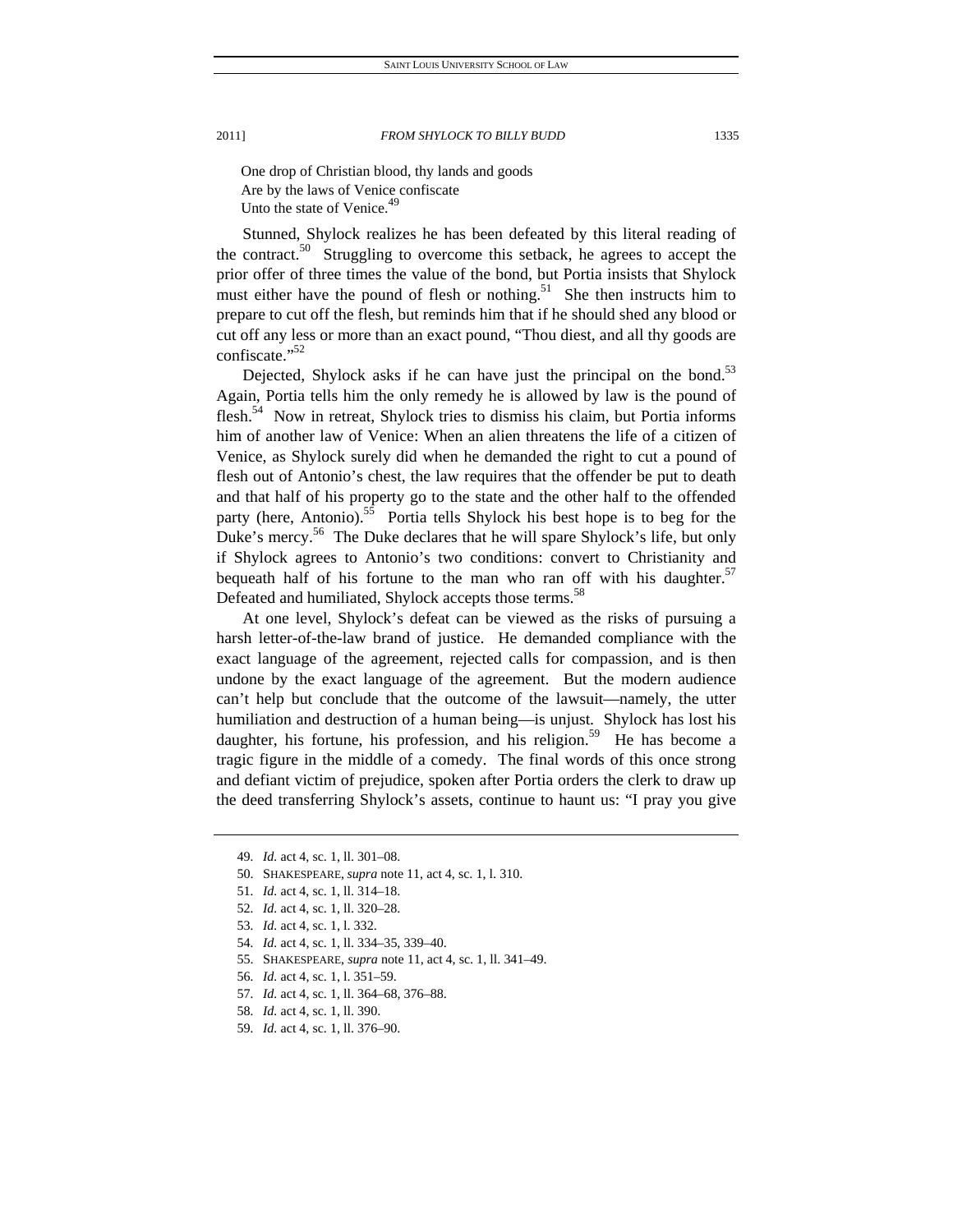One drop of Christian blood, thy lands and goods
Are by the laws of Venice confiscate
Unto the state of Venice.[49]

Stunned, Shylock realizes he has been defeated by this literal reading of the contract.[50] Struggling to overcome this setback, he agrees to accept the prior offer of three times the value of the bond, but Portia insists that Shylock must either have the pound of flesh or nothing.[51] She then instructs him to prepare to cut off the flesh, but reminds him that if he should shed any blood or cut off any less or more than an exact pound, "Thou diest, and all thy goods are confiscate."[52]

Dejected, Shylock asks if he can have just the principal on the bond.[53] Again, Portia tells him the only remedy he is allowed by law is the pound of flesh.[54] Now in retreat, Shylock tries to dismiss his claim, but Portia informs him of another law of Venice: When an alien threatens the life of a citizen of Venice, as Shylock surely did when he demanded the right to cut a pound of flesh out of Antonio's chest, the law requires that the offender be put to death and that half of his property go to the state and the other half to the offended party (here, Antonio).[55] Portia tells Shylock his best hope is to beg for the Duke's mercy.[56] The Duke declares that he will spare Shylock's life, but only if Shylock agrees to Antonio's two conditions: convert to Christianity and bequeath half of his fortune to the man who ran off with his daughter.[57] Defeated and humiliated, Shylock accepts those terms.[58]

At one level, Shylock's defeat can be viewed as the risks of pursuing a harsh letter-of-the-law brand of justice. He demanded compliance with the exact language of the agreement, rejected calls for compassion, and is then undone by the exact language of the agreement. But the modern audience can't help but conclude that the outcome of the lawsuit—namely, the utter humiliation and destruction of a human being—is unjust. Shylock has lost his daughter, his fortune, his profession, and his religion.[59] He has become a tragic figure in the middle of a comedy. The final words of this once strong and defiant victim of prejudice, spoken after Portia orders the clerk to draw up the deed transferring Shylock's assets, continue to haunt us: "I pray you give

49. *Id.* act 4, sc. 1, ll. 301–08.
50. SHAKESPEARE, *supra* note 11, act 4, sc. 1, l. 310.
51. *Id.* act 4, sc. 1, ll. 314–18.
52. *Id.* act 4, sc. 1, ll. 320–28.
53. *Id.* act 4, sc. 1, l. 332.
54. *Id.* act 4, sc. 1, ll. 334–35, 339–40.
55. SHAKESPEARE, *supra* note 11, act 4, sc. 1, ll. 341–49.
56. *Id.* act 4, sc. 1, l. 351–59.
57. *Id.* act 4, sc. 1, ll. 364–68, 376–88.
58. *Id.* act 4, sc. 1, ll. 390.
59. *Id.* act 4, sc. 1, ll. 376–90.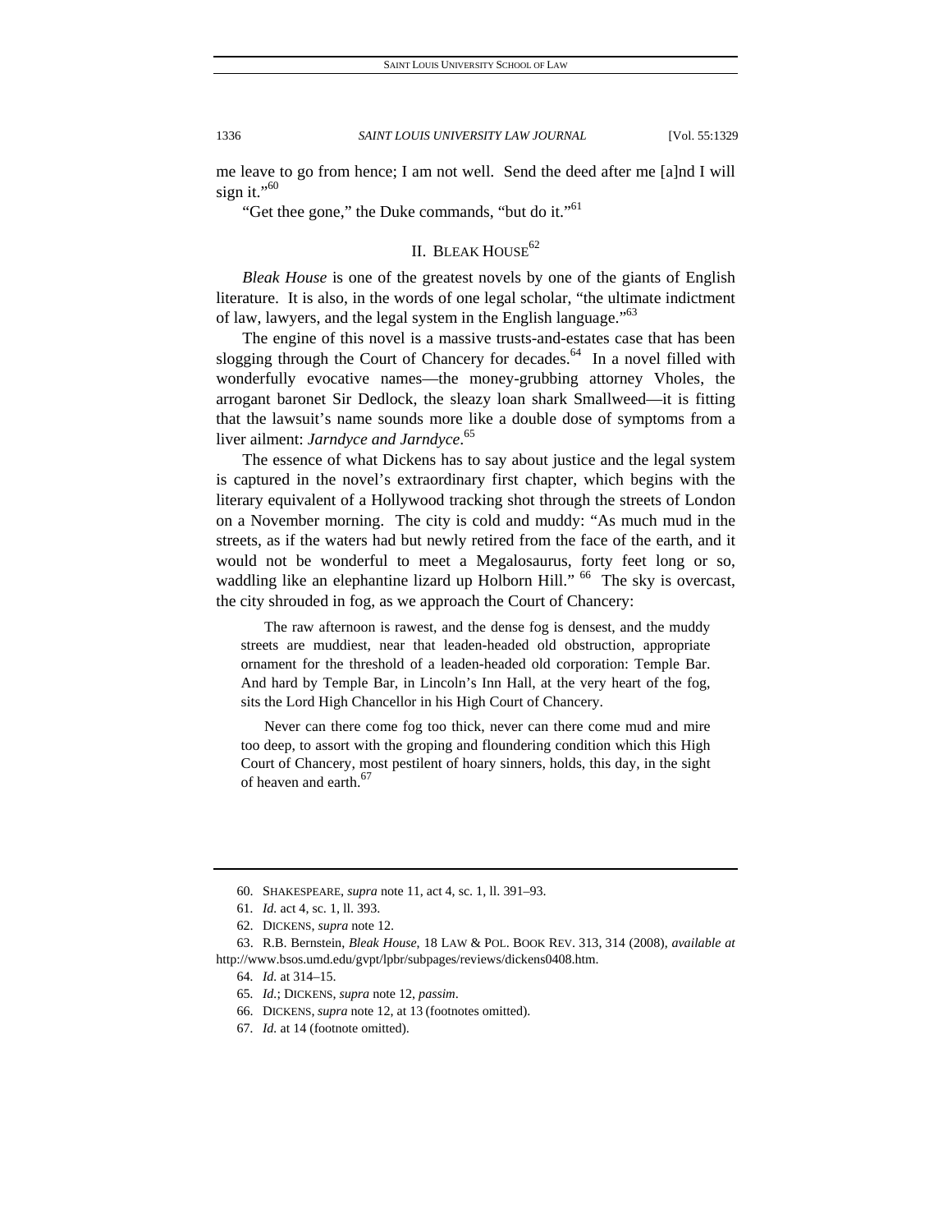me leave to go from hence; I am not well. Send the deed after me [a]nd I will sign it."[60]

"Get thee gone," the Duke commands, "but do it."[61]

## II. BLEAK HOUSE[62]

*Bleak House* is one of the greatest novels by one of the giants of English literature. It is also, in the words of one legal scholar, "the ultimate indictment of law, lawyers, and the legal system in the English language."[63]

The engine of this novel is a massive trusts-and-estates case that has been slogging through the Court of Chancery for decades.[64] In a novel filled with wonderfully evocative names—the money-grubbing attorney Vholes, the arrogant baronet Sir Dedlock, the sleazy loan shark Smallweed—it is fitting that the lawsuit's name sounds more like a double dose of symptoms from a liver ailment: *Jarndyce and Jarndyce*.[65]

The essence of what Dickens has to say about justice and the legal system is captured in the novel's extraordinary first chapter, which begins with the literary equivalent of a Hollywood tracking shot through the streets of London on a November morning. The city is cold and muddy: "As much mud in the streets, as if the waters had but newly retired from the face of the earth, and it would not be wonderful to meet a Megalosaurus, forty feet long or so, waddling like an elephantine lizard up Holborn Hill."[66] The sky is overcast, the city shrouded in fog, as we approach the Court of Chancery:

> The raw afternoon is rawest, and the dense fog is densest, and the muddy streets are muddiest, near that leaden-headed old obstruction, appropriate ornament for the threshold of a leaden-headed old corporation: Temple Bar. And hard by Temple Bar, in Lincoln's Inn Hall, at the very heart of the fog, sits the Lord High Chancellor in his High Court of Chancery.
>
> Never can there come fog too thick, never can there come mud and mire too deep, to assort with the groping and floundering condition which this High Court of Chancery, most pestilent of hoary sinners, holds, this day, in the sight of heaven and earth.[67]

---

60. SHAKESPEARE, *supra* note 11, act 4, sc. 1, ll. 391–93.

61. *Id.* act 4, sc. 1, ll. 393.

62. DICKENS, *supra* note 12.

63. R.B. Bernstein, *Bleak House*, 18 LAW & POL. BOOK REV. 313, 314 (2008), *available at* http://www.bsos.umd.edu/gvpt/lpbr/subpages/reviews/dickens0408.htm.

64. *Id.* at 314–15.

65. *Id.*; DICKENS, *supra* note 12, *passim*.

66. DICKENS, *supra* note 12, at 13 (footnotes omitted).

67. *Id.* at 14 (footnote omitted).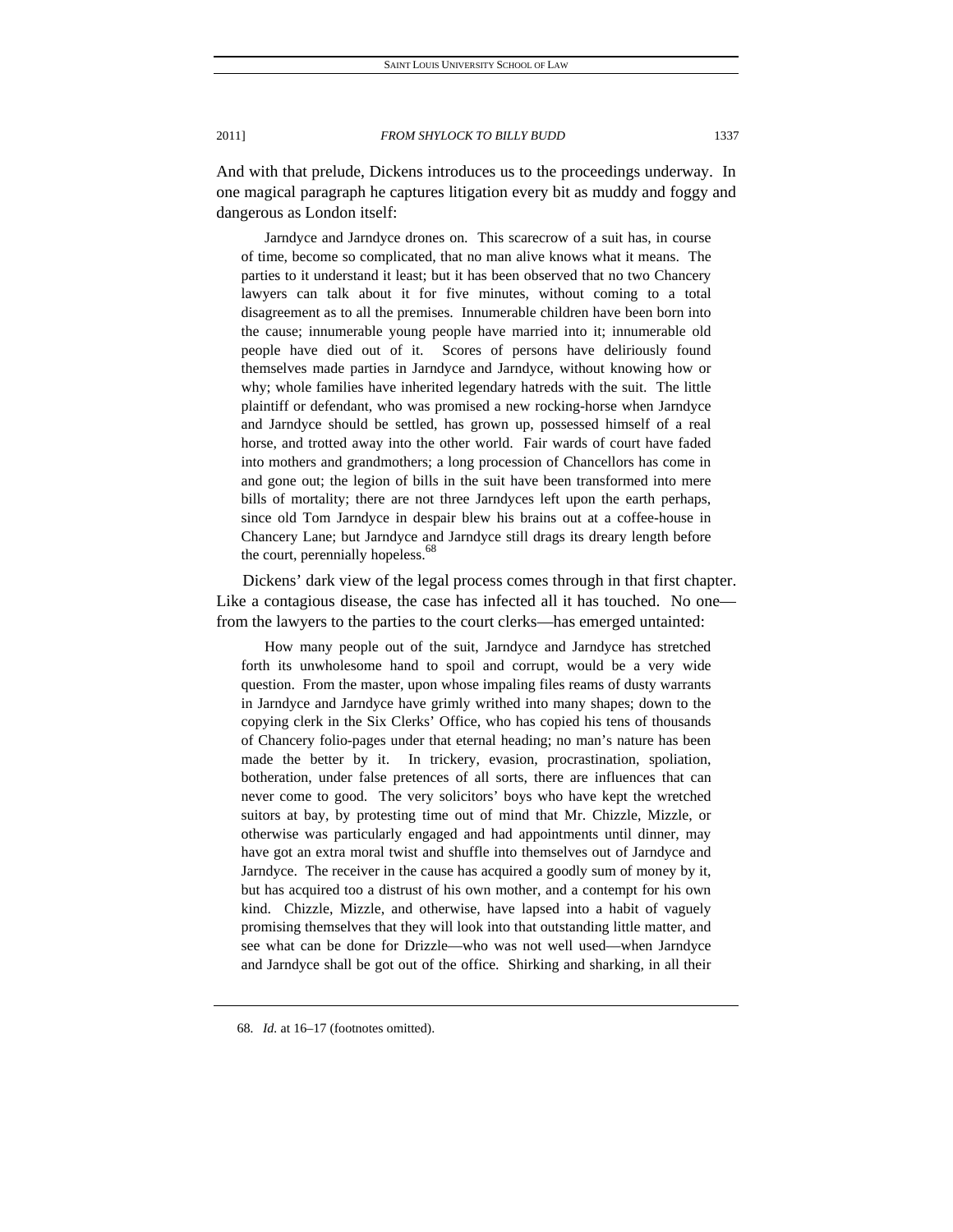And with that prelude, Dickens introduces us to the proceedings underway. In one magical paragraph he captures litigation every bit as muddy and foggy and dangerous as London itself:

> Jarndyce and Jarndyce drones on. This scarecrow of a suit has, in course of time, become so complicated, that no man alive knows what it means. The parties to it understand it least; but it has been observed that no two Chancery lawyers can talk about it for five minutes, without coming to a total disagreement as to all the premises. Innumerable children have been born into the cause; innumerable young people have married into it; innumerable old people have died out of it. Scores of persons have deliriously found themselves made parties in Jarndyce and Jarndyce, without knowing how or why; whole families have inherited legendary hatreds with the suit. The little plaintiff or defendant, who was promised a new rocking-horse when Jarndyce and Jarndyce should be settled, has grown up, possessed himself of a real horse, and trotted away into the other world. Fair wards of court have faded into mothers and grandmothers; a long procession of Chancellors has come in and gone out; the legion of bills in the suit have been transformed into mere bills of mortality; there are not three Jarndyces left upon the earth perhaps, since old Tom Jarndyce in despair blew his brains out at a coffee-house in Chancery Lane; but Jarndyce and Jarndyce still drags its dreary length before the court, perennially hopeless.[68]

Dickens' dark view of the legal process comes through in that first chapter. Like a contagious disease, the case has infected all it has touched. No one—from the lawyers to the parties to the court clerks—has emerged untainted:

> How many people out of the suit, Jarndyce and Jarndyce has stretched forth its unwholesome hand to spoil and corrupt, would be a very wide question. From the master, upon whose impaling files reams of dusty warrants in Jarndyce and Jarndyce have grimly writhed into many shapes; down to the copying clerk in the Six Clerks' Office, who has copied his tens of thousands of Chancery folio-pages under that eternal heading; no man's nature has been made the better by it. In trickery, evasion, procrastination, spoliation, botheration, under false pretences of all sorts, there are influences that can never come to good. The very solicitors' boys who have kept the wretched suitors at bay, by protesting time out of mind that Mr. Chizzle, Mizzle, or otherwise was particularly engaged and had appointments until dinner, may have got an extra moral twist and shuffle into themselves out of Jarndyce and Jarndyce. The receiver in the cause has acquired a goodly sum of money by it, but has acquired too a distrust of his own mother, and a contempt for his own kind. Chizzle, Mizzle, and otherwise, have lapsed into a habit of vaguely promising themselves that they will look into that outstanding little matter, and see what can be done for Drizzle—who was not well used—when Jarndyce and Jarndyce shall be got out of the office. Shirking and sharking, in all their

68. *Id.* at 16–17 (footnotes omitted).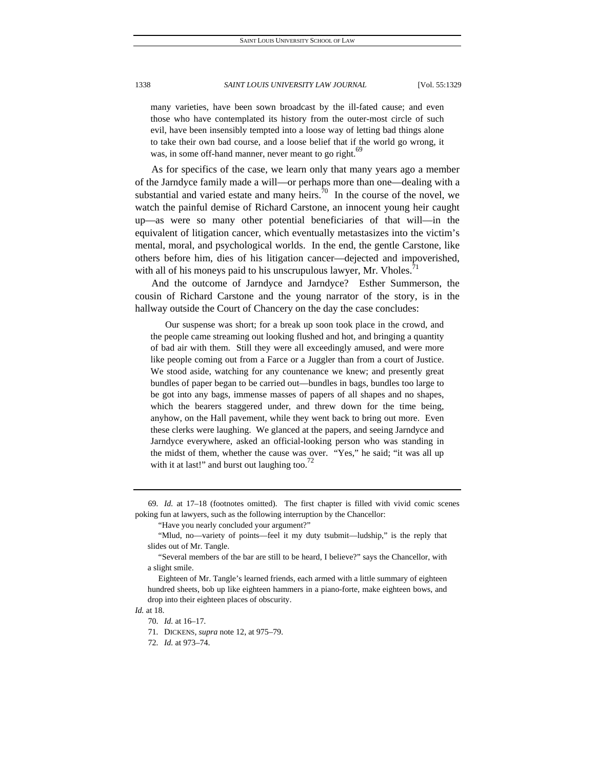> many varieties, have been sown broadcast by the ill-fated cause; and even those who have contemplated its history from the outer-most circle of such evil, have been insensibly tempted into a loose way of letting bad things alone to take their own bad course, and a loose belief that if the world go wrong, it was, in some off-hand manner, never meant to go right.[69]

As for specifics of the case, we learn only that many years ago a member of the Jarndyce family made a will—or perhaps more than one—dealing with a substantial and varied estate and many heirs.[70] In the course of the novel, we watch the painful demise of Richard Carstone, an innocent young heir caught up—as were so many other potential beneficiaries of that will—in the equivalent of litigation cancer, which eventually metastasizes into the victim's mental, moral, and psychological worlds. In the end, the gentle Carstone, like others before him, dies of his litigation cancer—dejected and impoverished, with all of his moneys paid to his unscrupulous lawyer, Mr. Vholes.[71]

And the outcome of Jarndyce and Jarndyce? Esther Summerson, the cousin of Richard Carstone and the young narrator of the story, is in the hallway outside the Court of Chancery on the day the case concludes:

> Our suspense was short; for a break up soon took place in the crowd, and the people came streaming out looking flushed and hot, and bringing a quantity of bad air with them. Still they were all exceedingly amused, and were more like people coming out from a Farce or a Juggler than from a court of Justice. We stood aside, watching for any countenance we knew; and presently great bundles of paper began to be carried out—bundles in bags, bundles too large to be got into any bags, immense masses of papers of all shapes and no shapes, which the bearers staggered under, and threw down for the time being, anyhow, on the Hall pavement, while they went back to bring out more. Even these clerks were laughing. We glanced at the papers, and seeing Jarndyce and Jarndyce everywhere, asked an official-looking person who was standing in the midst of them, whether the cause was over. "Yes," he said; "it was all up with it at last!" and burst out laughing too.[72]

---

69. *Id.* at 17–18 (footnotes omitted). The first chapter is filled with vivid comic scenes poking fun at lawyers, such as the following interruption by the Chancellor:

> "Have you nearly concluded your argument?"
>
> "Mlud, no—variety of points—feel it my duty tsubmit—ludship," is the reply that slides out of Mr. Tangle.
>
> "Several members of the bar are still to be heard, I believe?" says the Chancellor, with a slight smile.
>
> Eighteen of Mr. Tangle's learned friends, each armed with a little summary of eighteen hundred sheets, bob up like eighteen hammers in a piano-forte, make eighteen bows, and drop into their eighteen places of obscurity.

*Id.* at 18.

70. *Id.* at 16–17.

71. DICKENS, *supra* note 12, at 975–79.

72. *Id.* at 973–74.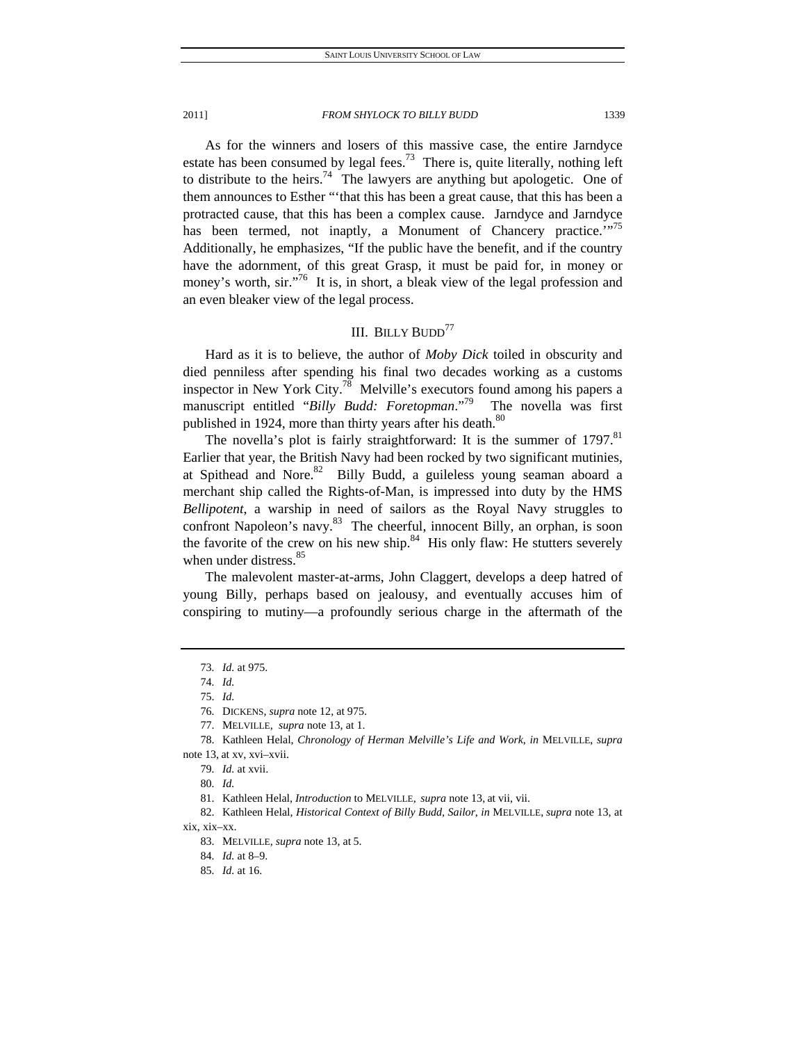As for the winners and losers of this massive case, the entire Jarndyce estate has been consumed by legal fees.[73] There is, quite literally, nothing left to distribute to the heirs.[74] The lawyers are anything but apologetic. One of them announces to Esther "'that this has been a great cause, that this has been a protracted cause, that this has been a complex cause. Jarndyce and Jarndyce has been termed, not inaptly, a Monument of Chancery practice.'"[75] Additionally, he emphasizes, "If the public have the benefit, and if the country have the adornment, of this great Grasp, it must be paid for, in money or money's worth, sir."[76] It is, in short, a bleak view of the legal profession and an even bleaker view of the legal process.

## III. BILLY BUDD[77]

Hard as it is to believe, the author of *Moby Dick* toiled in obscurity and died penniless after spending his final two decades working as a customs inspector in New York City.[78] Melville's executors found among his papers a manuscript entitled "*Billy Budd: Foretopman*."[79] The novella was first published in 1924, more than thirty years after his death.[80]

The novella's plot is fairly straightforward: It is the summer of 1797.[81] Earlier that year, the British Navy had been rocked by two significant mutinies, at Spithead and Nore.[82] Billy Budd, a guileless young seaman aboard a merchant ship called the Rights-of-Man, is impressed into duty by the HMS *Bellipotent*, a warship in need of sailors as the Royal Navy struggles to confront Napoleon's navy.[83] The cheerful, innocent Billy, an orphan, is soon the favorite of the crew on his new ship.[84] His only flaw: He stutters severely when under distress.[85]

The malevolent master-at-arms, John Claggert, develops a deep hatred of young Billy, perhaps based on jealousy, and eventually accuses him of conspiring to mutiny—a profoundly serious charge in the aftermath of the

---

73. *Id.* at 975.

74. *Id.*

75. *Id.*

76. DICKENS, *supra* note 12, at 975.

77. MELVILLE, *supra* note 13, at 1.

78. Kathleen Helal, *Chronology of Herman Melville's Life and Work*, *in* MELVILLE, *supra* note 13, at xv, xvi–xvii.

79. *Id.* at xvii.

80. *Id.*

81. Kathleen Helal, *Introduction* to MELVILLE, *supra* note 13, at vii, vii.

82. Kathleen Helal, *Historical Context of Billy Budd, Sailor*, *in* MELVILLE, *supra* note 13, at xix, xix–xx.

83. MELVILLE, *supra* note 13, at 5.

84. *Id.* at 8–9.

85. *Id.* at 16.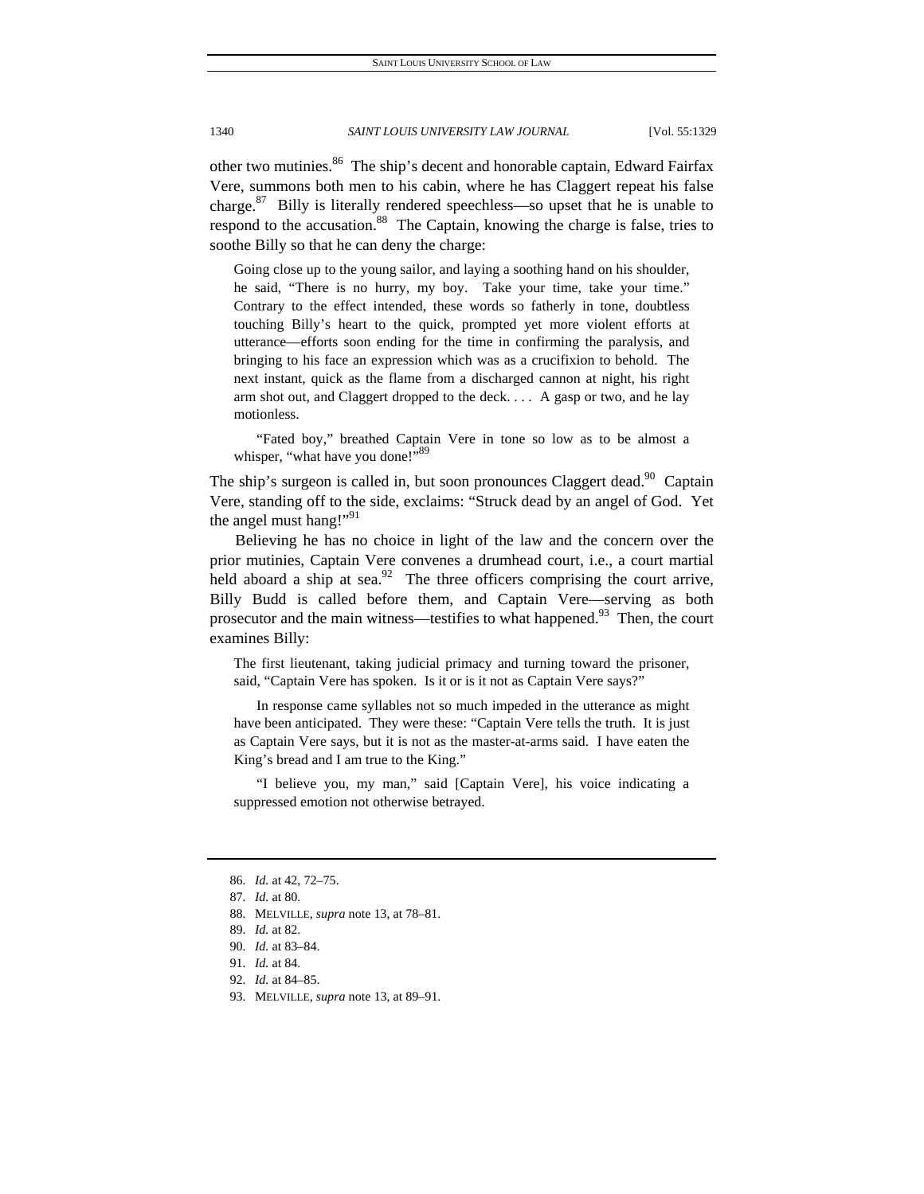other two mutinies.[86] The ship's decent and honorable captain, Edward Fairfax Vere, summons both men to his cabin, where he has Claggert repeat his false charge.[87] Billy is literally rendered speechless—so upset that he is unable to respond to the accusation.[88] The Captain, knowing the charge is false, tries to soothe Billy so that he can deny the charge:

> Going close up to the young sailor, and laying a soothing hand on his shoulder, he said, "There is no hurry, my boy. Take your time, take your time." Contrary to the effect intended, these words so fatherly in tone, doubtless touching Billy's heart to the quick, prompted yet more violent efforts at utterance—efforts soon ending for the time in confirming the paralysis, and bringing to his face an expression which was as a crucifixion to behold. The next instant, quick as the flame from a discharged cannon at night, his right arm shot out, and Claggert dropped to the deck. . . . A gasp or two, and he lay motionless.
>
> "Fated boy," breathed Captain Vere in tone so low as to be almost a whisper, "what have you done!"[89]

The ship's surgeon is called in, but soon pronounces Claggert dead.[90] Captain Vere, standing off to the side, exclaims: "Struck dead by an angel of God. Yet the angel must hang!"[91]

Believing he has no choice in light of the law and the concern over the prior mutinies, Captain Vere convenes a drumhead court, i.e., a court martial held aboard a ship at sea.[92] The three officers comprising the court arrive, Billy Budd is called before them, and Captain Vere—serving as both prosecutor and the main witness—testifies to what happened.[93] Then, the court examines Billy:

> The first lieutenant, taking judicial primacy and turning toward the prisoner, said, "Captain Vere has spoken. Is it or is it not as Captain Vere says?"
>
> In response came syllables not so much impeded in the utterance as might have been anticipated. They were these: "Captain Vere tells the truth. It is just as Captain Vere says, but it is not as the master-at-arms said. I have eaten the King's bread and I am true to the King."
>
> "I believe you, my man," said [Captain Vere], his voice indicating a suppressed emotion not otherwise betrayed.

---

86. *Id.* at 42, 72–75.
87. *Id.* at 80.
88. MELVILLE, *supra* note 13, at 78–81.
89. *Id.* at 82.
90. *Id.* at 83–84.
91. *Id.* at 84.
92. *Id.* at 84–85.
93. MELVILLE, *supra* note 13, at 89–91.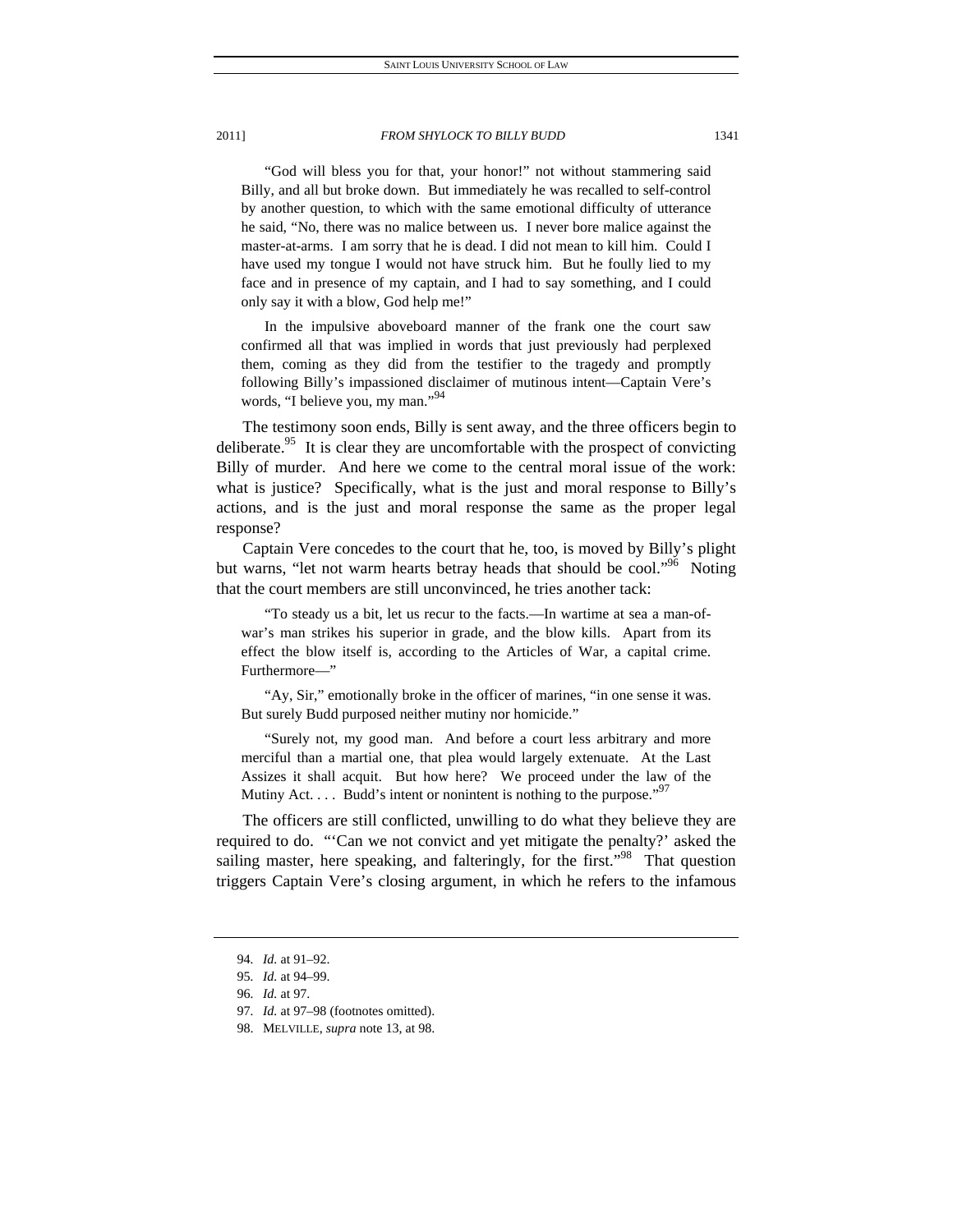"God will bless you for that, your honor!" not without stammering said Billy, and all but broke down. But immediately he was recalled to self-control by another question, to which with the same emotional difficulty of utterance he said, "No, there was no malice between us. I never bore malice against the master-at-arms. I am sorry that he is dead. I did not mean to kill him. Could I have used my tongue I would not have struck him. But he foully lied to my face and in presence of my captain, and I had to say something, and I could only say it with a blow, God help me!"

> In the impulsive aboveboard manner of the frank one the court saw confirmed all that was implied in words that just previously had perplexed them, coming as they did from the testifier to the tragedy and promptly following Billy's impassioned disclaimer of mutinous intent—Captain Vere's words, "I believe you, my man."[94]

The testimony soon ends, Billy is sent away, and the three officers begin to deliberate.[95] It is clear they are uncomfortable with the prospect of convicting Billy of murder. And here we come to the central moral issue of the work: what is justice? Specifically, what is the just and moral response to Billy's actions, and is the just and moral response the same as the proper legal response?

Captain Vere concedes to the court that he, too, is moved by Billy's plight but warns, "let not warm hearts betray heads that should be cool."[96] Noting that the court members are still unconvinced, he tries another tack:

> "To steady us a bit, let us recur to the facts.—In wartime at sea a man-of-war's man strikes his superior in grade, and the blow kills. Apart from its effect the blow itself is, according to the Articles of War, a capital crime. Furthermore—"
>
> "Ay, Sir," emotionally broke in the officer of marines, "in one sense it was. But surely Budd purposed neither mutiny nor homicide."
>
> "Surely not, my good man. And before a court less arbitrary and more merciful than a martial one, that plea would largely extenuate. At the Last Assizes it shall acquit. But how here? We proceed under the law of the Mutiny Act. . . . Budd's intent or nonintent is nothing to the purpose."[97]

The officers are still conflicted, unwilling to do what they believe they are required to do. "'Can we not convict and yet mitigate the penalty?' asked the sailing master, here speaking, and falteringly, for the first."[98] That question triggers Captain Vere's closing argument, in which he refers to the infamous

---

94. *Id.* at 91–92.

95. *Id.* at 94–99.

96. *Id.* at 97.

97. *Id.* at 97–98 (footnotes omitted).

98. MELVILLE, *supra* note 13, at 98.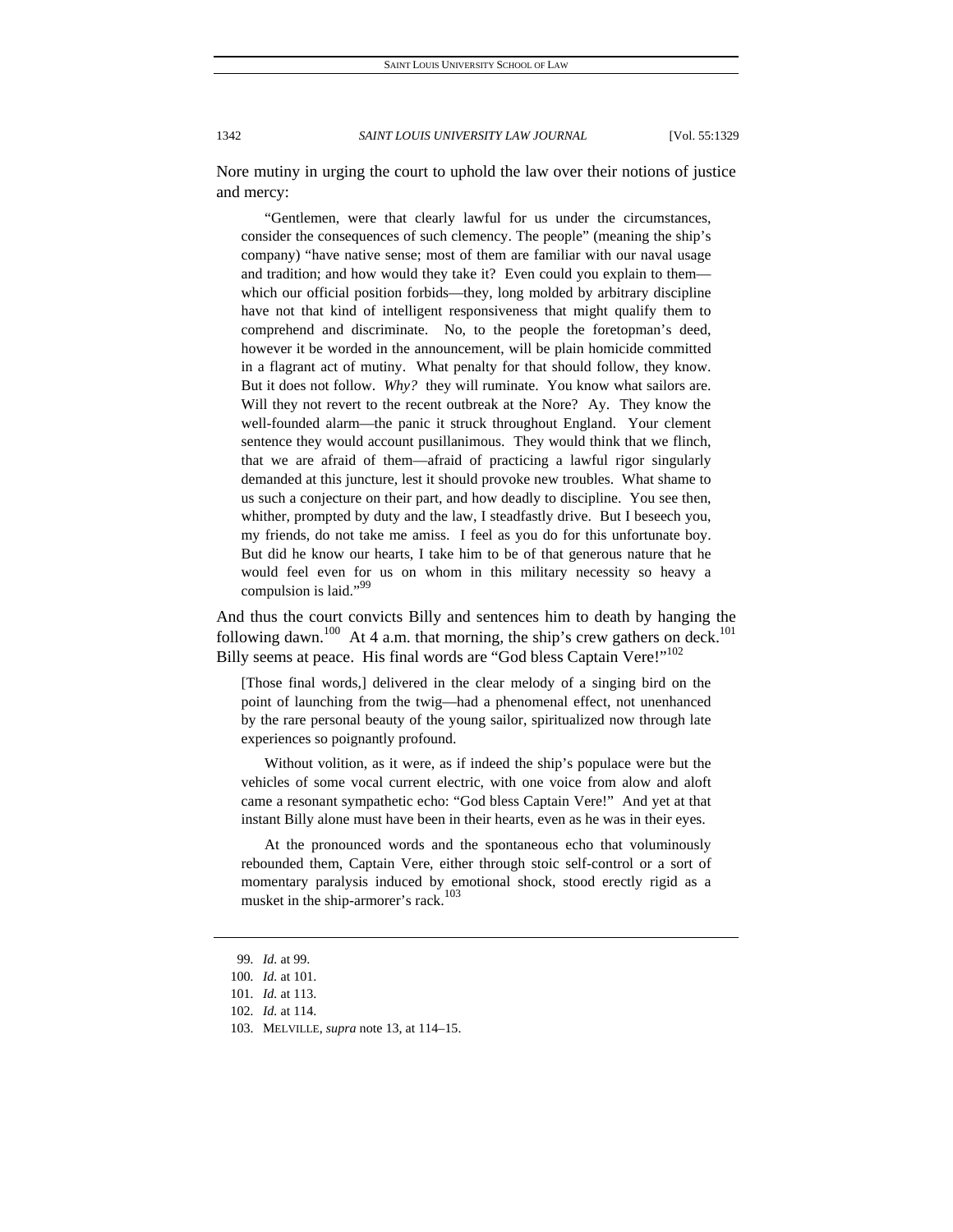Nore mutiny in urging the court to uphold the law over their notions of justice and mercy:

> "Gentlemen, were that clearly lawful for us under the circumstances, consider the consequences of such clemency. The people" (meaning the ship's company) "have native sense; most of them are familiar with our naval usage and tradition; and how would they take it? Even could you explain to them—which our official position forbids—they, long molded by arbitrary discipline have not that kind of intelligent responsiveness that might qualify them to comprehend and discriminate. No, to the people the foretopman's deed, however it be worded in the announcement, will be plain homicide committed in a flagrant act of mutiny. What penalty for that should follow, they know. But it does not follow. *Why?* they will ruminate. You know what sailors are. Will they not revert to the recent outbreak at the Nore? Ay. They know the well-founded alarm—the panic it struck throughout England. Your clement sentence they would account pusillanimous. They would think that we flinch, that we are afraid of them—afraid of practicing a lawful rigor singularly demanded at this juncture, lest it should provoke new troubles. What shame to us such a conjecture on their part, and how deadly to discipline. You see then, whither, prompted by duty and the law, I steadfastly drive. But I beseech you, my friends, do not take me amiss. I feel as you do for this unfortunate boy. But did he know our hearts, I take him to be of that generous nature that he would feel even for us on whom in this military necessity so heavy a compulsion is laid."[99]

And thus the court convicts Billy and sentences him to death by hanging the following dawn.[100] At 4 a.m. that morning, the ship's crew gathers on deck.[101] Billy seems at peace. His final words are "God bless Captain Vere!"[102]

> [Those final words,] delivered in the clear melody of a singing bird on the point of launching from the twig—had a phenomenal effect, not unenhanced by the rare personal beauty of the young sailor, spiritualized now through late experiences so poignantly profound.
>
> Without volition, as it were, as if indeed the ship's populace were but the vehicles of some vocal current electric, with one voice from alow and aloft came a resonant sympathetic echo: "God bless Captain Vere!" And yet at that instant Billy alone must have been in their hearts, even as he was in their eyes.
>
> At the pronounced words and the spontaneous echo that voluminously rebounded them, Captain Vere, either through stoic self-control or a sort of momentary paralysis induced by emotional shock, stood erectly rigid as a musket in the ship-armorer's rack.[103]

---

99. *Id.* at 99.
100. *Id.* at 101.
101. *Id.* at 113.
102. *Id.* at 114.
103. MELVILLE, *supra* note 13, at 114–15.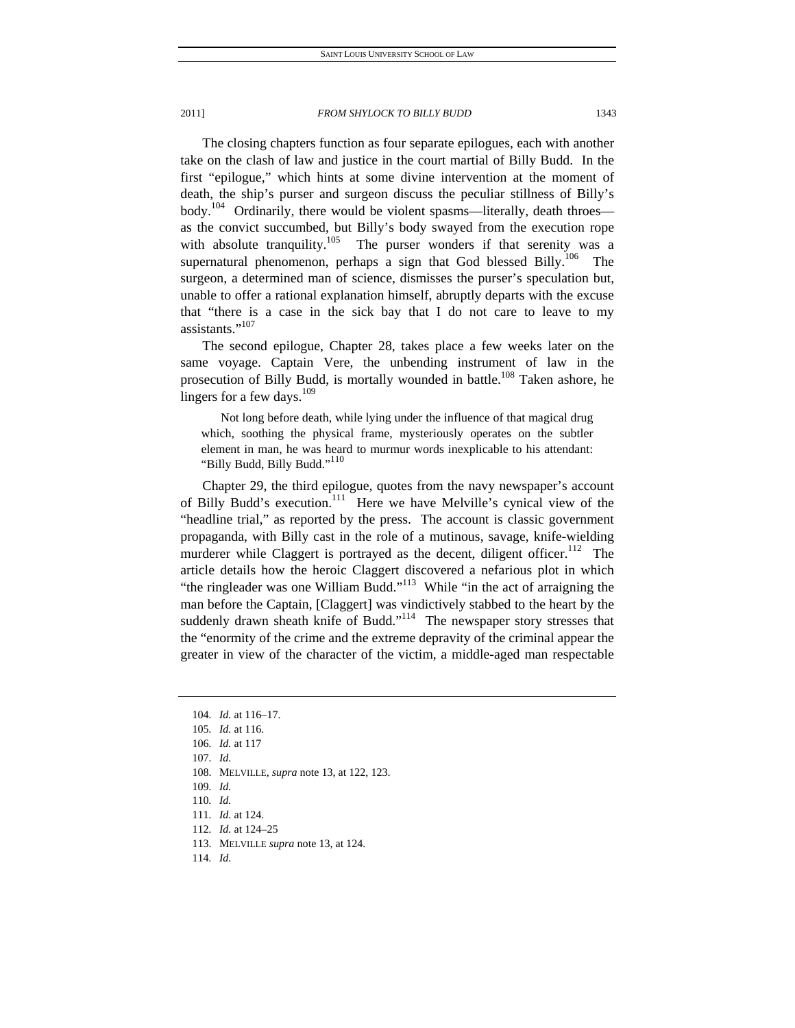The closing chapters function as four separate epilogues, each with another take on the clash of law and justice in the court martial of Billy Budd. In the first "epilogue," which hints at some divine intervention at the moment of death, the ship's purser and surgeon discuss the peculiar stillness of Billy's body.[104] Ordinarily, there would be violent spasms—literally, death throes—as the convict succumbed, but Billy's body swayed from the execution rope with absolute tranquility.[105] The purser wonders if that serenity was a supernatural phenomenon, perhaps a sign that God blessed Billy.[106] The surgeon, a determined man of science, dismisses the purser's speculation but, unable to offer a rational explanation himself, abruptly departs with the excuse that "there is a case in the sick bay that I do not care to leave to my assistants."[107]

The second epilogue, Chapter 28, takes place a few weeks later on the same voyage. Captain Vere, the unbending instrument of law in the prosecution of Billy Budd, is mortally wounded in battle.[108] Taken ashore, he lingers for a few days.[109]

> Not long before death, while lying under the influence of that magical drug which, soothing the physical frame, mysteriously operates on the subtler element in man, he was heard to murmur words inexplicable to his attendant: "Billy Budd, Billy Budd."[110]

Chapter 29, the third epilogue, quotes from the navy newspaper's account of Billy Budd's execution.[111] Here we have Melville's cynical view of the "headline trial," as reported by the press. The account is classic government propaganda, with Billy cast in the role of a mutinous, savage, knife-wielding murderer while Claggert is portrayed as the decent, diligent officer.[112] The article details how the heroic Claggert discovered a nefarious plot in which "the ringleader was one William Budd."[113] While "in the act of arraigning the man before the Captain, [Claggert] was vindictively stabbed to the heart by the suddenly drawn sheath knife of Budd."[114] The newspaper story stresses that the "enormity of the crime and the extreme depravity of the criminal appear the greater in view of the character of the victim, a middle-aged man respectable

---

104. *Id.* at 116–17.
105. *Id.* at 116.
106. *Id.* at 117
107. *Id.*
108. MELVILLE, *supra* note 13, at 122, 123.
109. *Id.*
110. *Id.*
111. *Id.* at 124.
112. *Id.* at 124–25
113. MELVILLE *supra* note 13, at 124.
114. *Id.*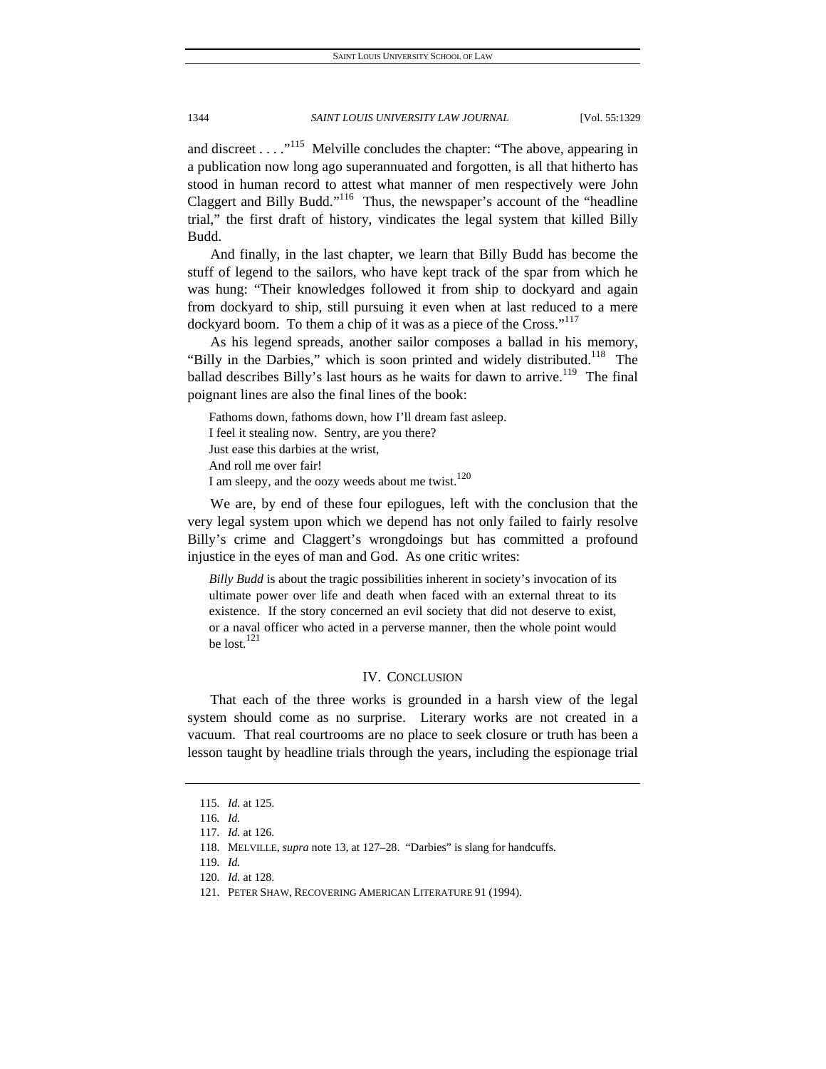and discreet . . . ."[115] Melville concludes the chapter: "The above, appearing in a publication now long ago superannuated and forgotten, is all that hitherto has stood in human record to attest what manner of men respectively were John Claggert and Billy Budd."[116] Thus, the newspaper's account of the "headline trial," the first draft of history, vindicates the legal system that killed Billy Budd.

And finally, in the last chapter, we learn that Billy Budd has become the stuff of legend to the sailors, who have kept track of the spar from which he was hung: "Their knowledges followed it from ship to dockyard and again from dockyard to ship, still pursuing it even when at last reduced to a mere dockyard boom. To them a chip of it was as a piece of the Cross."[117]

As his legend spreads, another sailor composes a ballad in his memory, "Billy in the Darbies," which is soon printed and widely distributed.[118] The ballad describes Billy's last hours as he waits for dawn to arrive.[119] The final poignant lines are also the final lines of the book:

> Fathoms down, fathoms down, how I'll dream fast asleep.
> I feel it stealing now. Sentry, are you there?
> Just ease this darbies at the wrist,
> And roll me over fair!
> I am sleepy, and the oozy weeds about me twist.[120]

We are, by end of these four epilogues, left with the conclusion that the very legal system upon which we depend has not only failed to fairly resolve Billy's crime and Claggert's wrongdoings but has committed a profound injustice in the eyes of man and God. As one critic writes:

> *Billy Budd* is about the tragic possibilities inherent in society's invocation of its ultimate power over life and death when faced with an external threat to its existence. If the story concerned an evil society that did not deserve to exist, or a naval officer who acted in a perverse manner, then the whole point would be lost.[121]

## IV. Conclusion

That each of the three works is grounded in a harsh view of the legal system should come as no surprise. Literary works are not created in a vacuum. That real courtrooms are no place to seek closure or truth has been a lesson taught by headline trials through the years, including the espionage trial

---

115. *Id.* at 125.

116. *Id.*

117. *Id.* at 126.

118. MELVILLE, *supra* note 13, at 127–28. "Darbies" is slang for handcuffs.

119. *Id.*

120. *Id.* at 128.

121. PETER SHAW, RECOVERING AMERICAN LITERATURE 91 (1994).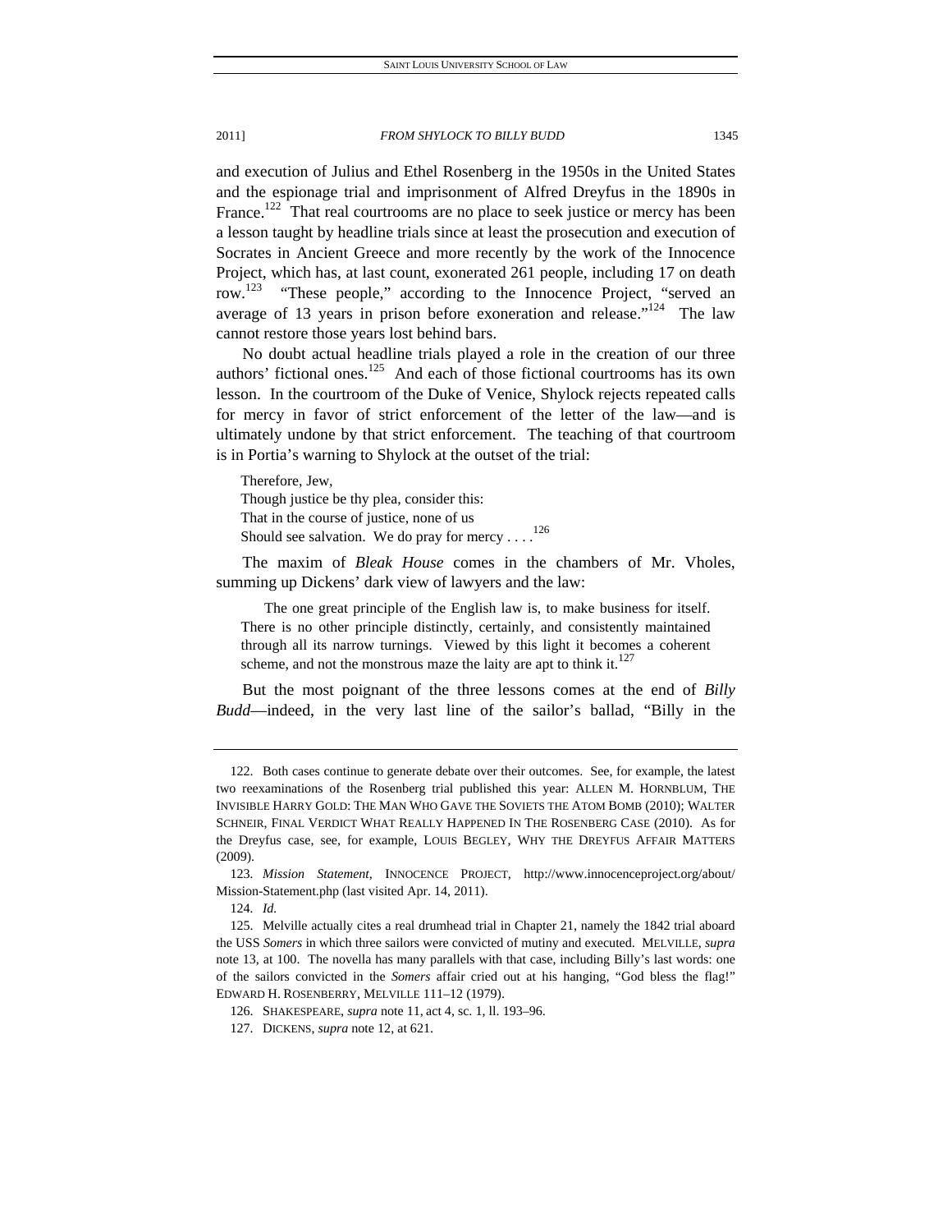and execution of Julius and Ethel Rosenberg in the 1950s in the United States and the espionage trial and imprisonment of Alfred Dreyfus in the 1890s in France.[122] That real courtrooms are no place to seek justice or mercy has been a lesson taught by headline trials since at least the prosecution and execution of Socrates in Ancient Greece and more recently by the work of the Innocence Project, which has, at last count, exonerated 261 people, including 17 on death row.[123] "These people," according to the Innocence Project, "served an average of 13 years in prison before exoneration and release."[124] The law cannot restore those years lost behind bars.

No doubt actual headline trials played a role in the creation of our three authors' fictional ones.[125] And each of those fictional courtrooms has its own lesson. In the courtroom of the Duke of Venice, Shylock rejects repeated calls for mercy in favor of strict enforcement of the letter of the law—and is ultimately undone by that strict enforcement. The teaching of that courtroom is in Portia's warning to Shylock at the outset of the trial:

> Therefore, Jew,
> Though justice be thy plea, consider this:
> That in the course of justice, none of us
> Should see salvation. We do pray for mercy . . . .[126]

The maxim of *Bleak House* comes in the chambers of Mr. Vholes, summing up Dickens' dark view of lawyers and the law:

> The one great principle of the English law is, to make business for itself. There is no other principle distinctly, certainly, and consistently maintained through all its narrow turnings. Viewed by this light it becomes a coherent scheme, and not the monstrous maze the laity are apt to think it.[127]

But the most poignant of the three lessons comes at the end of *Billy Budd*—indeed, in the very last line of the sailor's ballad, "Billy in the

---

122. Both cases continue to generate debate over their outcomes. See, for example, the latest two reexaminations of the Rosenberg trial published this year: ALLEN M. HORNBLUM, THE INVISIBLE HARRY GOLD: THE MAN WHO GAVE THE SOVIETS THE ATOM BOMB (2010); WALTER SCHNEIR, FINAL VERDICT WHAT REALLY HAPPENED IN THE ROSENBERG CASE (2010). As for the Dreyfus case, see, for example, LOUIS BEGLEY, WHY THE DREYFUS AFFAIR MATTERS (2009).

123. *Mission Statement*, INNOCENCE PROJECT, http://www.innocenceproject.org/about/Mission-Statement.php (last visited Apr. 14, 2011).

124. *Id.*

125. Melville actually cites a real drumhead trial in Chapter 21, namely the 1842 trial aboard the USS *Somers* in which three sailors were convicted of mutiny and executed. MELVILLE, *supra* note 13, at 100. The novella has many parallels with that case, including Billy's last words: one of the sailors convicted in the *Somers* affair cried out at his hanging, "God bless the flag!" EDWARD H. ROSENBERRY, MELVILLE 111–12 (1979).

126. SHAKESPEARE, *supra* note 11, act 4, sc. 1, ll. 193–96.

127. DICKENS, *supra* note 12, at 621.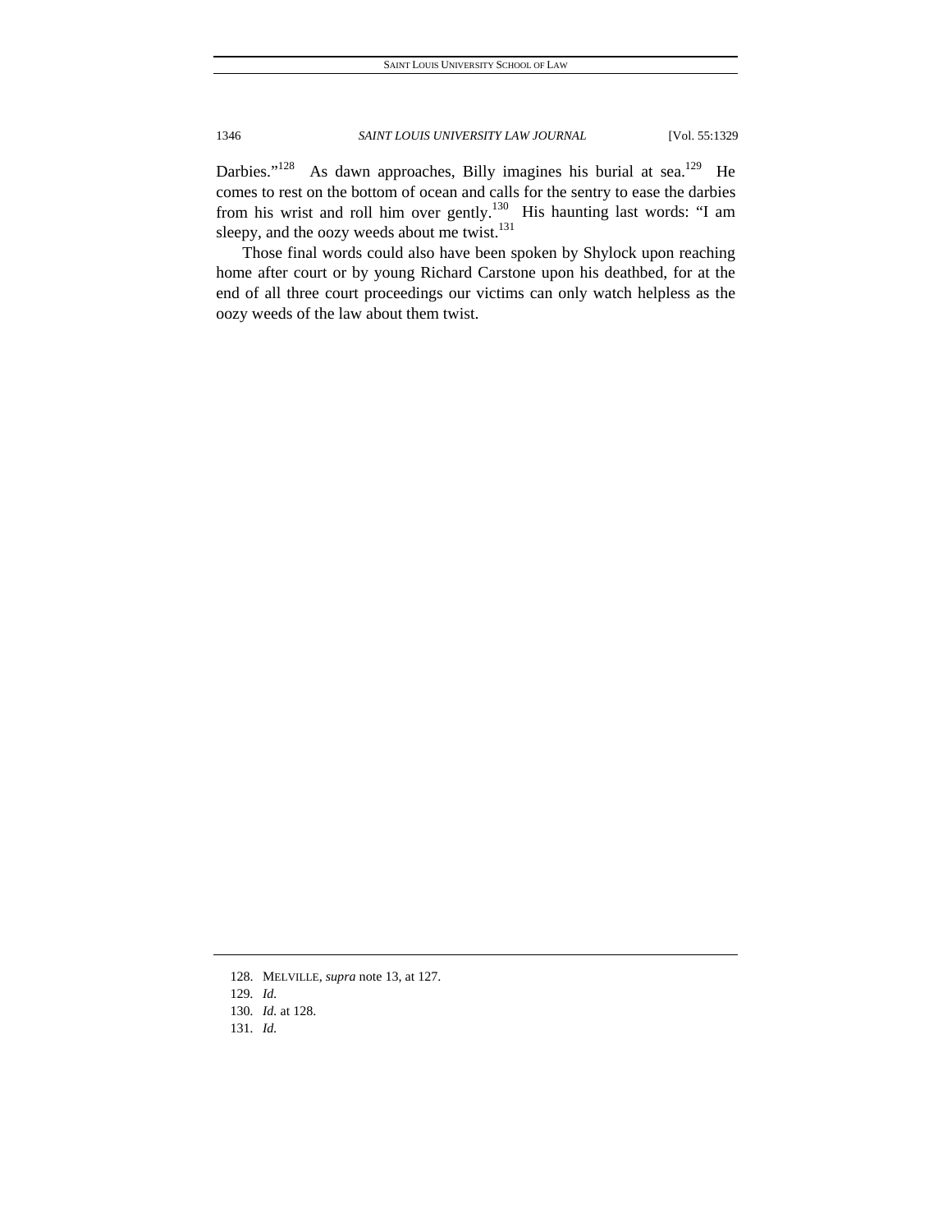Darbies."[128] As dawn approaches, Billy imagines his burial at sea.[129] He comes to rest on the bottom of ocean and calls for the sentry to ease the darbies from his wrist and roll him over gently.[130] His haunting last words: "I am sleepy, and the oozy weeds about me twist.[131]

Those final words could also have been spoken by Shylock upon reaching home after court or by young Richard Carstone upon his deathbed, for at the end of all three court proceedings our victims can only watch helpless as the oozy weeds of the law about them twist.

---

128. MELVILLE, *supra* note 13, at 127.

129. *Id.*

130. *Id.* at 128.

131. *Id.*